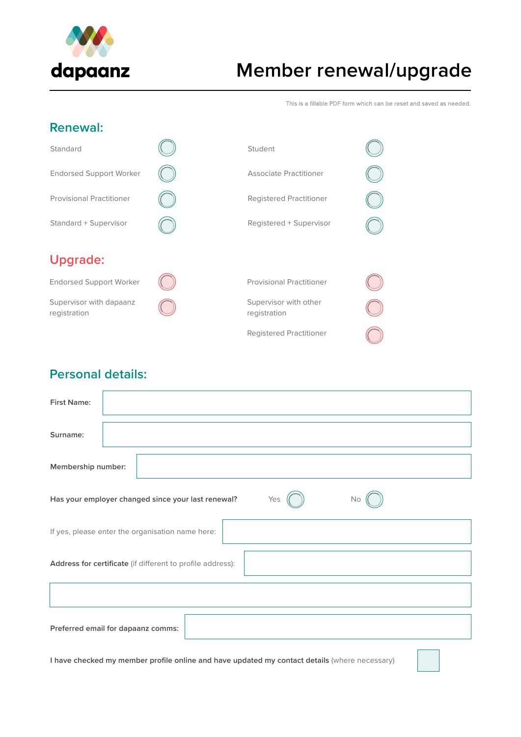dapaanz

# Member renewal/upgrade

This is a fillable PDF form which can be reset and saved as needed.

## Renewal:

- Standard
- Endorsed Support Worker
- Provisional Practitioner
- Standard + Supervisor
- Student
- Associate Practitioner
- Registered Practitioner
- Registered + Supervisor

## Upgrade:

- Endorsed Support Worker
- Supervisor with dapaanz registration
- Provisional Practitioner
- Supervisor with other registration
- Registered Practitioner

## Personal details:

**First Name:**

**Surname:**

**Membership number:**

**Has your employer changed since your last renewal?** Yes No

If yes, please enter the organisation name here:

**Address for certificate** (if different to profile address):

**Preferred email for dapaanz comms:**

**I have checked my member profile online and have updated my contact details** (where necessary)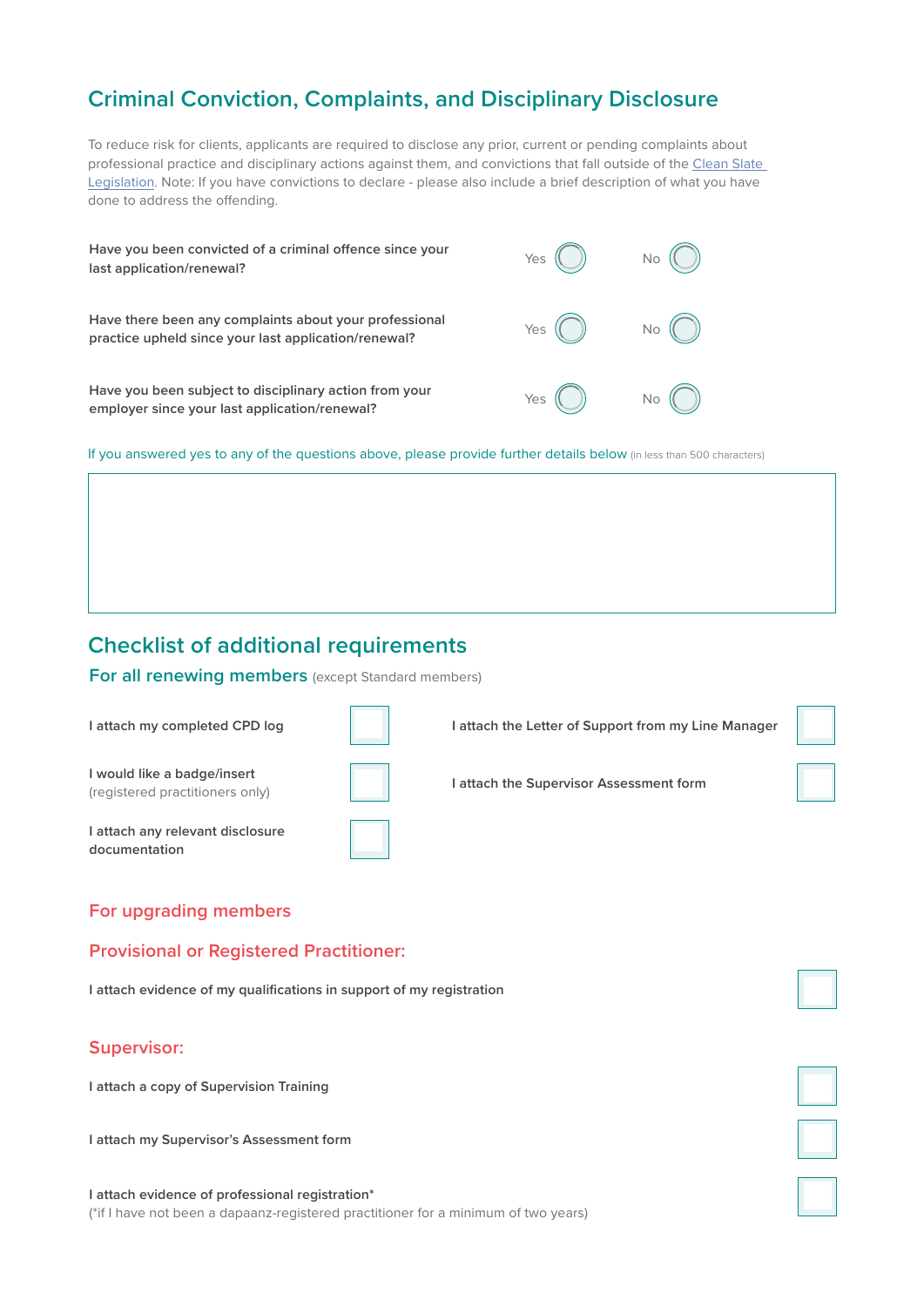## Criminal Conviction, Complaints, and Disciplinary Disclosure

To reduce risk for clients, applicants are required to disclose any prior, current or pending complaints about professional practice and disciplinary actions against them, and convictions that fall outside of the Clean Slate Legislation. Note: If you have convictions to declare - please also include a brief description of what you have done to address the offending.

**Have you been convicted of a criminal offence since your last application/renewal?** Yes ☐ No ☐

**Have there been any complaints about your professional practice upheld since your last application/renewal?** Yes ☐ No ☐

**Have you been subject to disciplinary action from your employer since your last application/renewal?** Yes ☐ No ☐

If you answered yes to any of the questions above, please provide further details below (in less than 500 characters)

## Checklist of additional requirements

### For all renewing members (except Standard members)

- **I attach my completed CPD log** ☐
- **I would like a badge/insert** (registered practitioners only) ☐
- **I attach any relevant disclosure documentation** ☐
- **I attach the Letter of Support from my Line Manager** ☐
- **I attach the Supervisor Assessment form** ☐

### For upgrading members

### Provisional or Registered Practitioner:

- **I attach evidence of my qualifications in support of my registration** ☐

### Supervisor:

- **I attach a copy of Supervision Training** ☐
- **I attach my Supervisor's Assessment form** ☐
- **I attach evidence of professional registration*** ☐
  (*if I have not been a dapaanz-registered practitioner for a minimum of two years)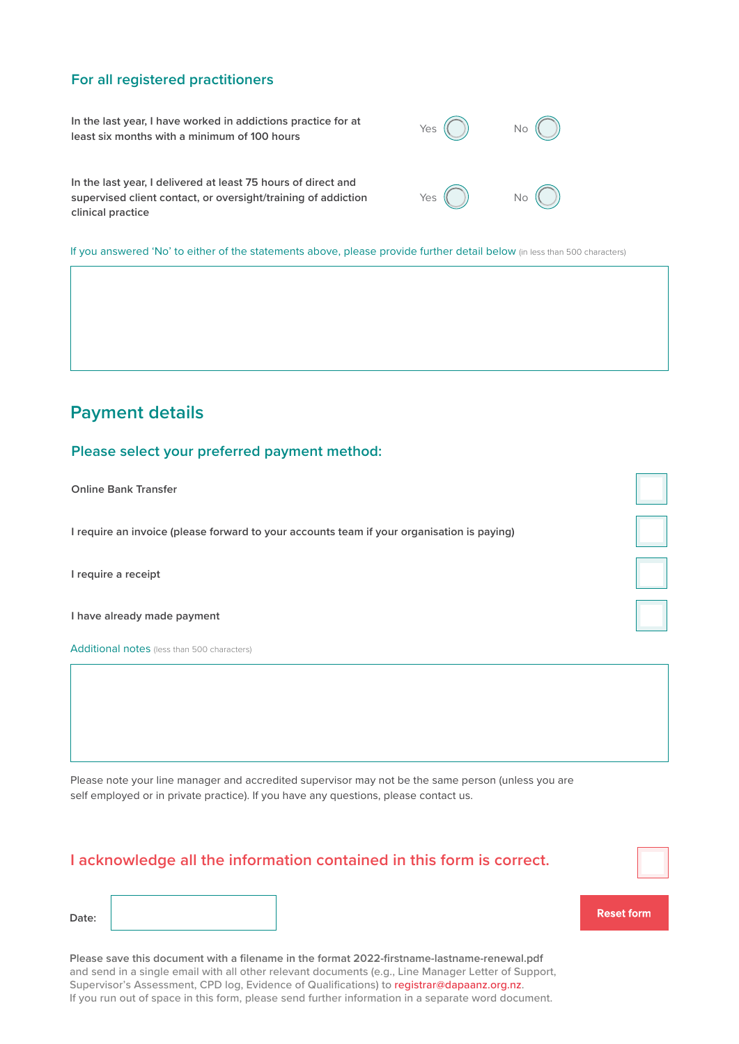### For all registered practitioners

In the last year, I have worked in addictions practice for at least six months with a minimum of 100 hours — Yes ◯ No ◯

In the last year, I delivered at least 75 hours of direct and supervised client contact, or oversight/training of addiction clinical practice — Yes ◯ No ◯

If you answered 'No' to either of the statements above, please provide further detail below (in less than 500 characters)

## Payment details

### Please select your preferred payment method:

- [ ] Online Bank Transfer
- [ ] I require an invoice (please forward to your accounts team if your organisation is paying)
- [ ] I require a receipt
- [ ] I have already made payment

Additional notes (less than 500 characters)

Please note your line manager and accredited supervisor may not be the same person (unless you are self employed or in private practice). If you have any questions, please contact us.

### I acknowledge all the information contained in this form is correct. ☐

Date:

Reset form

**Please save this document with a filename in the format 2022-firstname-lastname-renewal.pdf** and send in a single email with all other relevant documents (e.g., Line Manager Letter of Support, Supervisor's Assessment, CPD log, Evidence of Qualifications) to registrar@dapaanz.org.nz.
If you run out of space in this form, please send further information in a separate word document.